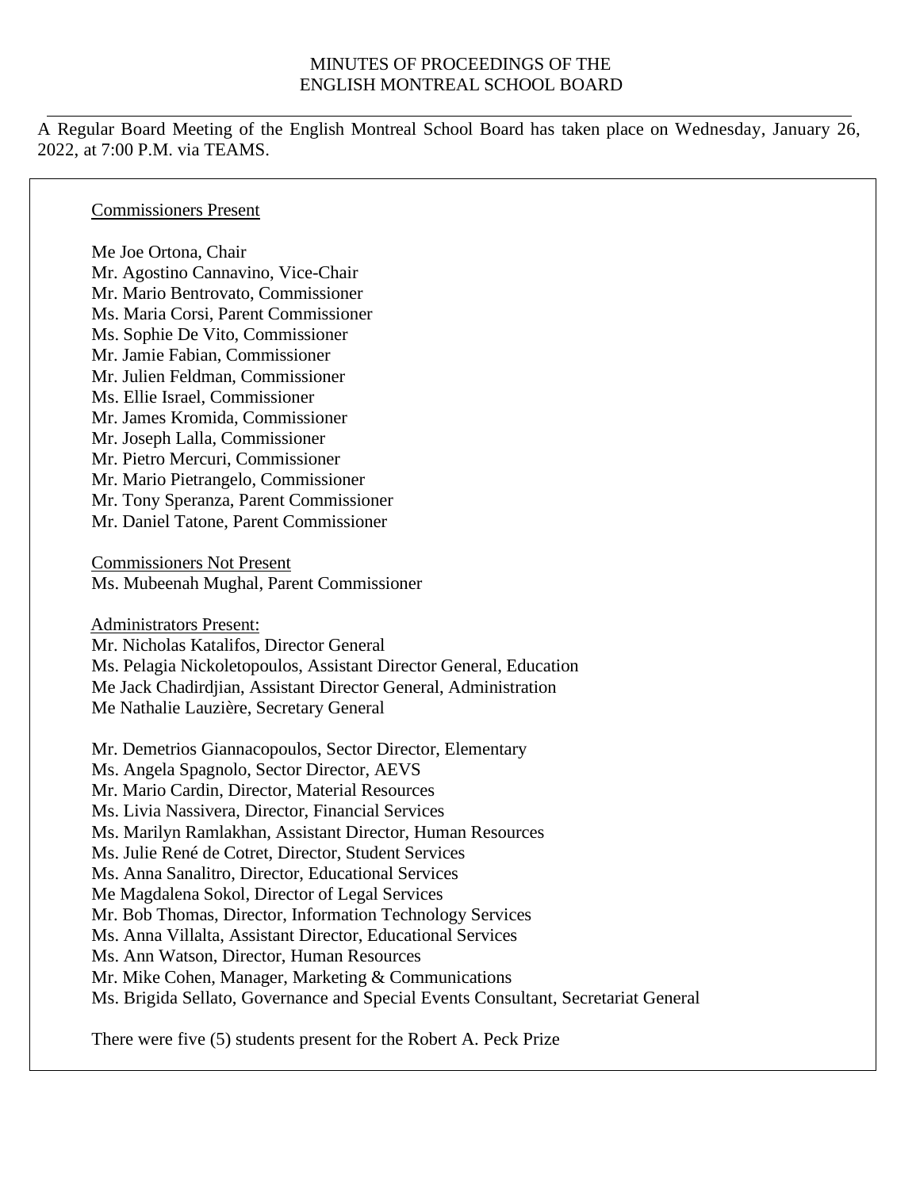# MINUTES OF PROCEEDINGS OF THE ENGLISH MONTREAL SCHOOL BOARD

A Regular Board Meeting of the English Montreal School Board has taken place on Wednesday, January 26, 2022, at 7:00 P.M. via TEAMS.

Commissioners Present

Me Joe Ortona, Chair
Mr. Agostino Cannavino, Vice-Chair
Mr. Mario Bentrovato, Commissioner
Ms. Maria Corsi, Parent Commissioner
Ms. Sophie De Vito, Commissioner
Mr. Jamie Fabian, Commissioner
Mr. Julien Feldman, Commissioner
Ms. Ellie Israel, Commissioner
Mr. James Kromida, Commissioner
Mr. Joseph Lalla, Commissioner
Mr. Pietro Mercuri, Commissioner
Mr. Mario Pietrangelo, Commissioner
Mr. Tony Speranza, Parent Commissioner
Mr. Daniel Tatone, Parent Commissioner

Commissioners Not Present
Ms. Mubeenah Mughal, Parent Commissioner

Administrators Present:
Mr. Nicholas Katalifos, Director General
Ms. Pelagia Nickoletopoulos, Assistant Director General, Education
Me Jack Chadirdjian, Assistant Director General, Administration
Me Nathalie Lauzière, Secretary General

Mr. Demetrios Giannacopoulos, Sector Director, Elementary
Ms. Angela Spagnolo, Sector Director, AEVS
Mr. Mario Cardin, Director, Material Resources
Ms. Livia Nassivera, Director, Financial Services
Ms. Marilyn Ramlakhan, Assistant Director, Human Resources
Ms. Julie René de Cotret, Director, Student Services
Ms. Anna Sanalitro, Director, Educational Services
Me Magdalena Sokol, Director of Legal Services
Mr. Bob Thomas, Director, Information Technology Services
Ms. Anna Villalta, Assistant Director, Educational Services
Ms. Ann Watson, Director, Human Resources
Mr. Mike Cohen, Manager, Marketing & Communications
Ms. Brigida Sellato, Governance and Special Events Consultant, Secretariat General

There were five (5) students present for the Robert A. Peck Prize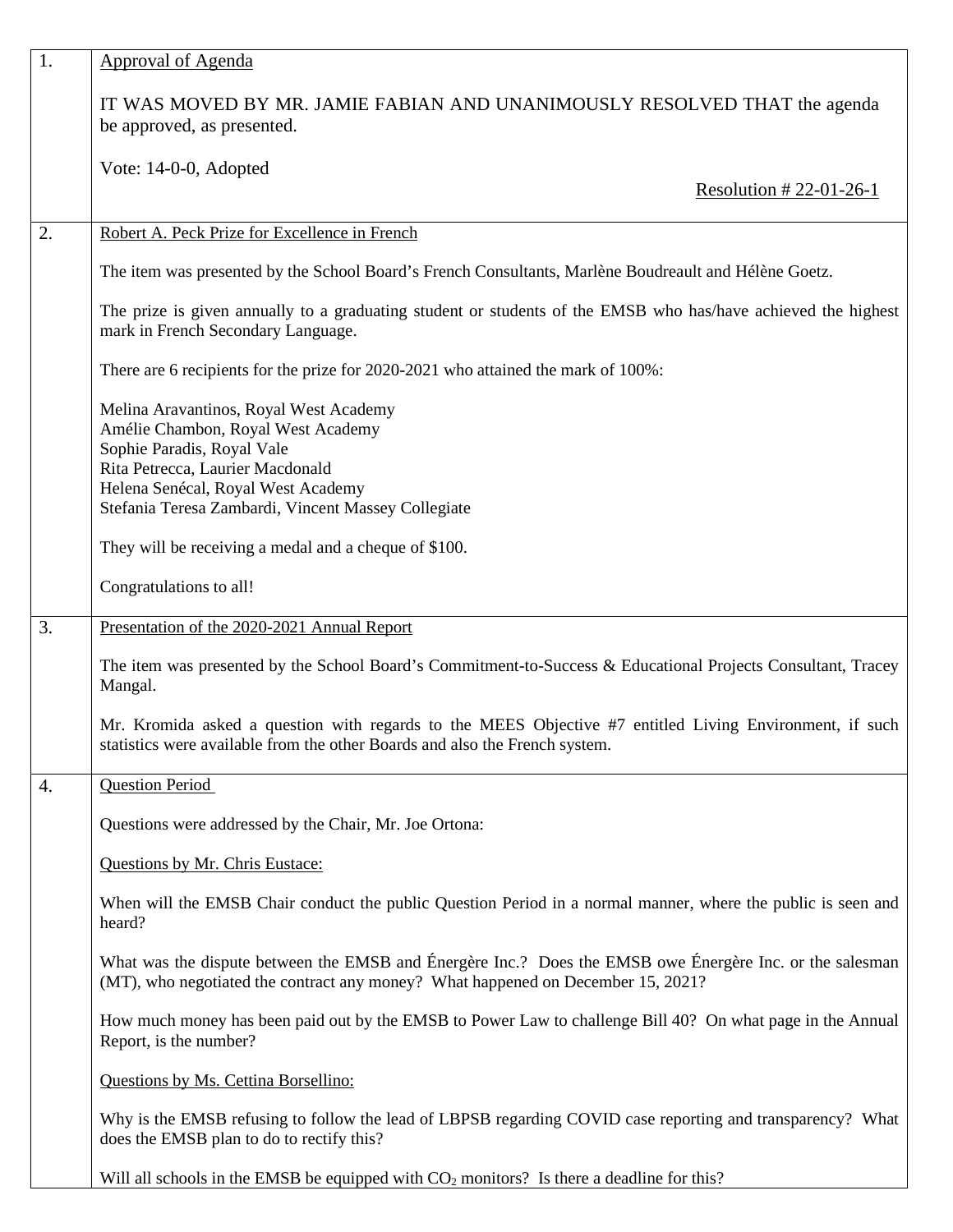| | |
|---|---|
| 1. | Approval of Agenda<br><br>IT WAS MOVED BY MR. JAMIE FABIAN AND UNANIMOUSLY RESOLVED THAT the agenda be approved, as presented.<br><br>Vote: 14-0-0, Adopted<br><br>Resolution # 22-01-26-1 |
| 2. | Robert A. Peck Prize for Excellence in French<br><br>The item was presented by the School Board's French Consultants, Marlène Boudreault and Hélène Goetz.<br><br>The prize is given annually to a graduating student or students of the EMSB who has/have achieved the highest mark in French Secondary Language.<br><br>There are 6 recipients for the prize for 2020-2021 who attained the mark of 100%:<br><br>Melina Aravantinos, Royal West Academy<br>Amélie Chambon, Royal West Academy<br>Sophie Paradis, Royal Vale<br>Rita Petrecca, Laurier Macdonald<br>Helena Senécal, Royal West Academy<br>Stefania Teresa Zambardi, Vincent Massey Collegiate<br><br>They will be receiving a medal and a cheque of $100.<br><br>Congratulations to all! |
| 3. | Presentation of the 2020-2021 Annual Report<br><br>The item was presented by the School Board's Commitment-to-Success & Educational Projects Consultant, Tracey Mangal.<br><br>Mr. Kromida asked a question with regards to the MEES Objective #7 entitled Living Environment, if such statistics were available from the other Boards and also the French system. |
| 4. | Question Period<br><br>Questions were addressed by the Chair, Mr. Joe Ortona:<br><br>Questions by Mr. Chris Eustace:<br><br>When will the EMSB Chair conduct the public Question Period in a normal manner, where the public is seen and heard?<br><br>What was the dispute between the EMSB and Énergère Inc.? Does the EMSB owe Énergère Inc. or the salesman (MT), who negotiated the contract any money? What happened on December 15, 2021?<br><br>How much money has been paid out by the EMSB to Power Law to challenge Bill 40? On what page in the Annual Report, is the number?<br><br>Questions by Ms. Cettina Borsellino:<br><br>Why is the EMSB refusing to follow the lead of LBPSB regarding COVID case reporting and transparency? What does the EMSB plan to do to rectify this?<br><br>Will all schools in the EMSB be equipped with $CO_2$ monitors? Is there a deadline for this? |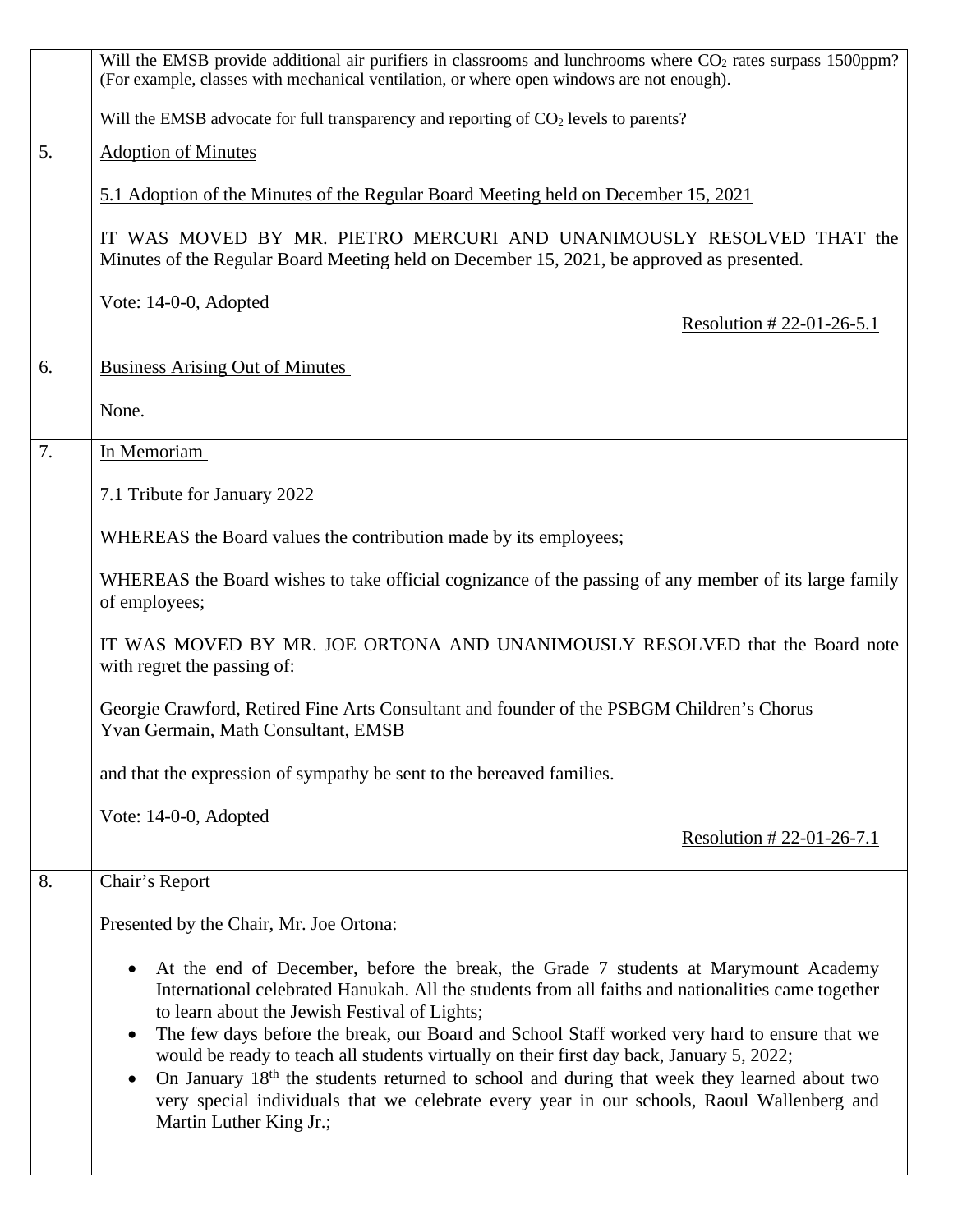| | |
|---|---|
| | Will the EMSB provide additional air purifiers in classrooms and lunchrooms where $CO_2$ rates surpass 1500ppm? (For example, classes with mechanical ventilation, or where open windows are not enough).<br><br>Will the EMSB advocate for full transparency and reporting of $CO_2$ levels to parents? |
| 5. | Adoption of Minutes<br><br>5.1 Adoption of the Minutes of the Regular Board Meeting held on December 15, 2021<br><br>IT WAS MOVED BY MR. PIETRO MERCURI AND UNANIMOUSLY RESOLVED THAT the Minutes of the Regular Board Meeting held on December 15, 2021, be approved as presented.<br><br>Vote: 14-0-0, Adopted<br><br>Resolution # 22-01-26-5.1 |
| 6. | Business Arising Out of Minutes<br><br>None. |
| 7. | In Memoriam<br><br>7.1 Tribute for January 2022<br><br>WHEREAS the Board values the contribution made by its employees;<br><br>WHEREAS the Board wishes to take official cognizance of the passing of any member of its large family of employees;<br><br>IT WAS MOVED BY MR. JOE ORTONA AND UNANIMOUSLY RESOLVED that the Board note with regret the passing of:<br><br>Georgie Crawford, Retired Fine Arts Consultant and founder of the PSBGM Children's Chorus<br>Yvan Germain, Math Consultant, EMSB<br><br>and that the expression of sympathy be sent to the bereaved families.<br><br>Vote: 14-0-0, Adopted<br><br>Resolution # 22-01-26-7.1 |
| 8. | Chair's Report<br><br>Presented by the Chair, Mr. Joe Ortona:<br><br>• At the end of December, before the break, the Grade 7 students at Marymount Academy International celebrated Hanukah. All the students from all faiths and nationalities came together to learn about the Jewish Festival of Lights;<br>• The few days before the break, our Board and School Staff worked very hard to ensure that we would be ready to teach all students virtually on their first day back, January 5, 2022;<br>• On January 18th the students returned to school and during that week they learned about two very special individuals that we celebrate every year in our schools, Raoul Wallenberg and Martin Luther King Jr.; |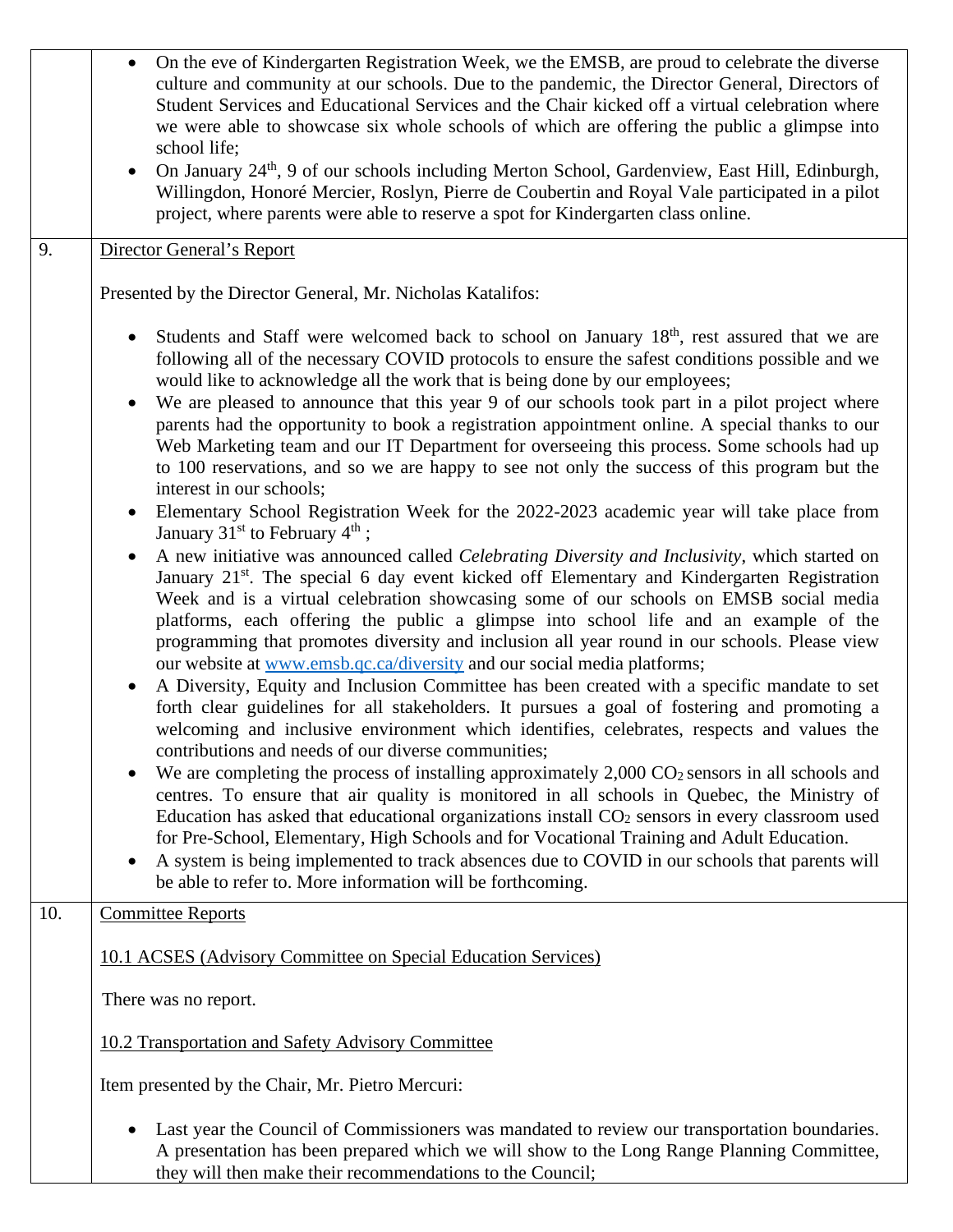| | |
|---|---|
| | • On the eve of Kindergarten Registration Week, we the EMSB, are proud to celebrate the diverse culture and community at our schools. Due to the pandemic, the Director General, Directors of Student Services and Educational Services and the Chair kicked off a virtual celebration where we were able to showcase six whole schools of which are offering the public a glimpse into school life;<br>• On January 24th, 9 of our schools including Merton School, Gardenview, East Hill, Edinburgh, Willingdon, Honoré Mercier, Roslyn, Pierre de Coubertin and Royal Vale participated in a pilot project, where parents were able to reserve a spot for Kindergarten class online. |
| 9. | Director General's Report<br><br>Presented by the Director General, Mr. Nicholas Katalifos:<br><br>• Students and Staff were welcomed back to school on January 18th, rest assured that we are following all of the necessary COVID protocols to ensure the safest conditions possible and we would like to acknowledge all the work that is being done by our employees;<br>• We are pleased to announce that this year 9 of our schools took part in a pilot project where parents had the opportunity to book a registration appointment online. A special thanks to our Web Marketing team and our IT Department for overseeing this process. Some schools had up to 100 reservations, and so we are happy to see not only the success of this program but the interest in our schools;<br>• Elementary School Registration Week for the 2022-2023 academic year will take place from January 31st to February 4th ;<br>• A new initiative was announced called *Celebrating Diversity and Inclusivity*, which started on January 21st. The special 6 day event kicked off Elementary and Kindergarten Registration Week and is a virtual celebration showcasing some of our schools on EMSB social media platforms, each offering the public a glimpse into school life and an example of the programming that promotes diversity and inclusion all year round in our schools. Please view our website at www.emsb.qc.ca/diversity and our social media platforms;<br>• A Diversity, Equity and Inclusion Committee has been created with a specific mandate to set forth clear guidelines for all stakeholders. It pursues a goal of fostering and promoting a welcoming and inclusive environment which identifies, celebrates, respects and values the contributions and needs of our diverse communities;<br>• We are completing the process of installing approximately 2,000 $CO_2$ sensors in all schools and centres. To ensure that air quality is monitored in all schools in Quebec, the Ministry of Education has asked that educational organizations install $CO_2$ sensors in every classroom used for Pre-School, Elementary, High Schools and for Vocational Training and Adult Education.<br>• A system is being implemented to track absences due to COVID in our schools that parents will be able to refer to. More information will be forthcoming. |
| 10. | Committee Reports<br><br>10.1 ACSES (Advisory Committee on Special Education Services)<br><br>There was no report.<br><br>10.2 Transportation and Safety Advisory Committee<br><br>Item presented by the Chair, Mr. Pietro Mercuri:<br><br>• Last year the Council of Commissioners was mandated to review our transportation boundaries. A presentation has been prepared which we will show to the Long Range Planning Committee, they will then make their recommendations to the Council; |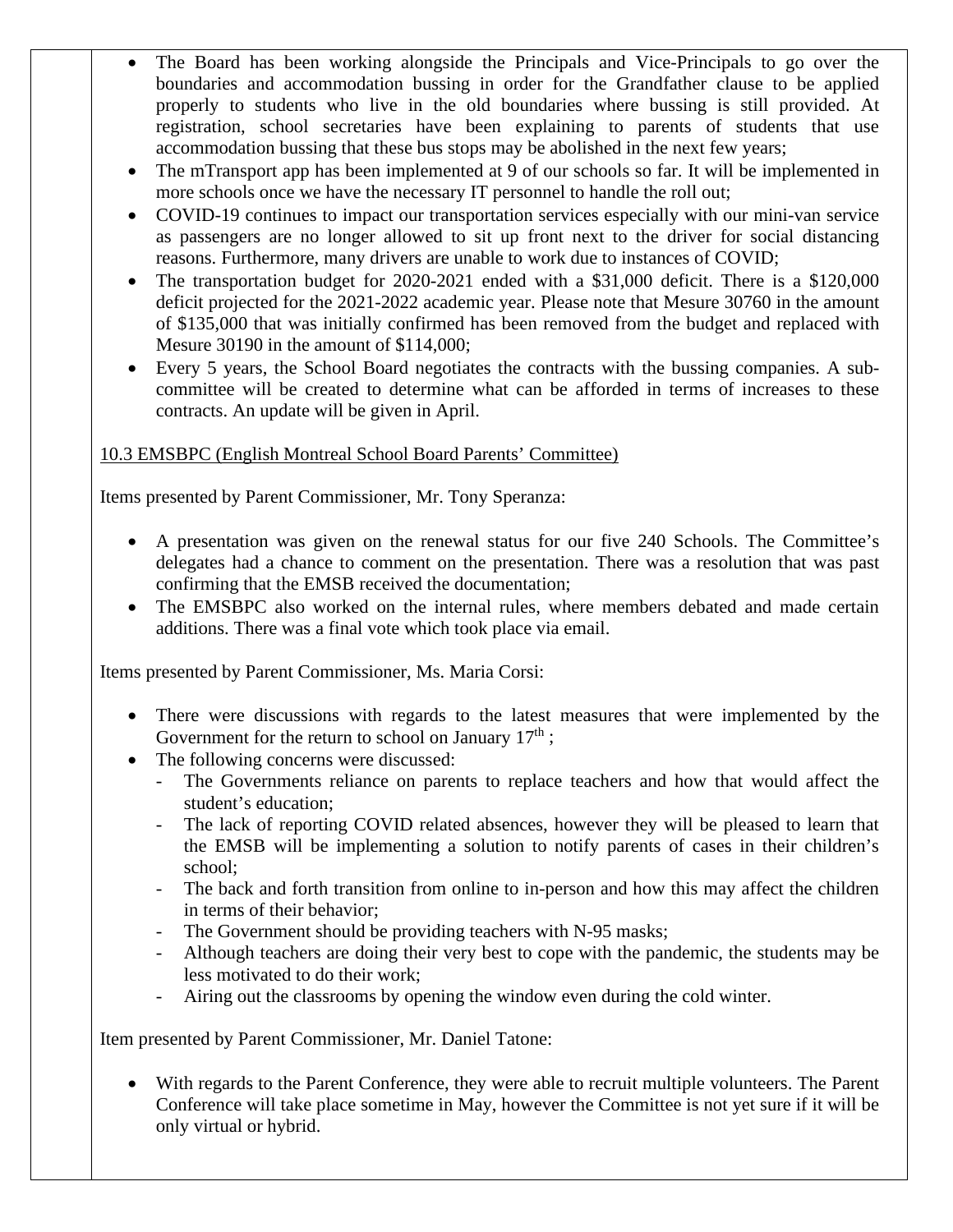- The Board has been working alongside the Principals and Vice-Principals to go over the boundaries and accommodation bussing in order for the Grandfather clause to be applied properly to students who live in the old boundaries where bussing is still provided. At registration, school secretaries have been explaining to parents of students that use accommodation bussing that these bus stops may be abolished in the next few years;
- The mTransport app has been implemented at 9 of our schools so far. It will be implemented in more schools once we have the necessary IT personnel to handle the roll out;
- COVID-19 continues to impact our transportation services especially with our mini-van service as passengers are no longer allowed to sit up front next to the driver for social distancing reasons. Furthermore, many drivers are unable to work due to instances of COVID;
- The transportation budget for 2020-2021 ended with a $31,000 deficit. There is a $120,000 deficit projected for the 2021-2022 academic year. Please note that Mesure 30760 in the amount of $135,000 that was initially confirmed has been removed from the budget and replaced with Mesure 30190 in the amount of $114,000;
- Every 5 years, the School Board negotiates the contracts with the bussing companies. A sub-committee will be created to determine what can be afforded in terms of increases to these contracts. An update will be given in April.

10.3 EMSBPC (English Montreal School Board Parents' Committee)

Items presented by Parent Commissioner, Mr. Tony Speranza:

- A presentation was given on the renewal status for our five 240 Schools. The Committee's delegates had a chance to comment on the presentation. There was a resolution that was past confirming that the EMSB received the documentation;
- The EMSBPC also worked on the internal rules, where members debated and made certain additions. There was a final vote which took place via email.

Items presented by Parent Commissioner, Ms. Maria Corsi:

- There were discussions with regards to the latest measures that were implemented by the Government for the return to school on January 17th ;
- The following concerns were discussed:
  - The Governments reliance on parents to replace teachers and how that would affect the student's education;
  - The lack of reporting COVID related absences, however they will be pleased to learn that the EMSB will be implementing a solution to notify parents of cases in their children's school;
  - The back and forth transition from online to in-person and how this may affect the children in terms of their behavior;
  - The Government should be providing teachers with N-95 masks;
  - Although teachers are doing their very best to cope with the pandemic, the students may be less motivated to do their work;
  - Airing out the classrooms by opening the window even during the cold winter.

Item presented by Parent Commissioner, Mr. Daniel Tatone:

- With regards to the Parent Conference, they were able to recruit multiple volunteers. The Parent Conference will take place sometime in May, however the Committee is not yet sure if it will be only virtual or hybrid.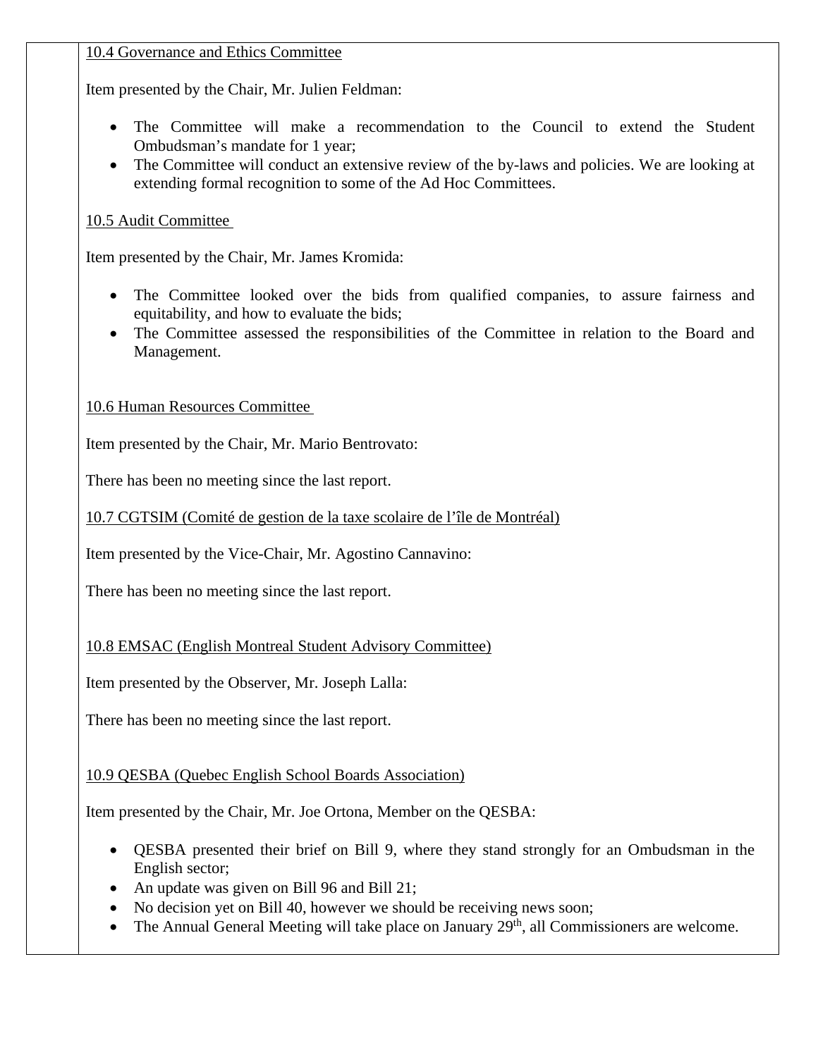<u>10.4 Governance and Ethics Committee</u>

Item presented by the Chair, Mr. Julien Feldman:

- The Committee will make a recommendation to the Council to extend the Student Ombudsman's mandate for 1 year;
- The Committee will conduct an extensive review of the by-laws and policies. We are looking at extending formal recognition to some of the Ad Hoc Committees.

<u>10.5 Audit Committee</u>

Item presented by the Chair, Mr. James Kromida:

- The Committee looked over the bids from qualified companies, to assure fairness and equitability, and how to evaluate the bids;
- The Committee assessed the responsibilities of the Committee in relation to the Board and Management.

<u>10.6 Human Resources Committee</u>

Item presented by the Chair, Mr. Mario Bentrovato:

There has been no meeting since the last report.

<u>10.7 CGTSIM (Comité de gestion de la taxe scolaire de l'île de Montréal)</u>

Item presented by the Vice-Chair, Mr. Agostino Cannavino:

There has been no meeting since the last report.

<u>10.8 EMSAC (English Montreal Student Advisory Committee)</u>

Item presented by the Observer, Mr. Joseph Lalla:

There has been no meeting since the last report.

<u>10.9 QESBA (Quebec English School Boards Association)</u>

Item presented by the Chair, Mr. Joe Ortona, Member on the QESBA:

- QESBA presented their brief on Bill 9, where they stand strongly for an Ombudsman in the English sector;
- An update was given on Bill 96 and Bill 21;
- No decision yet on Bill 40, however we should be receiving news soon;
- The Annual General Meeting will take place on January 29th, all Commissioners are welcome.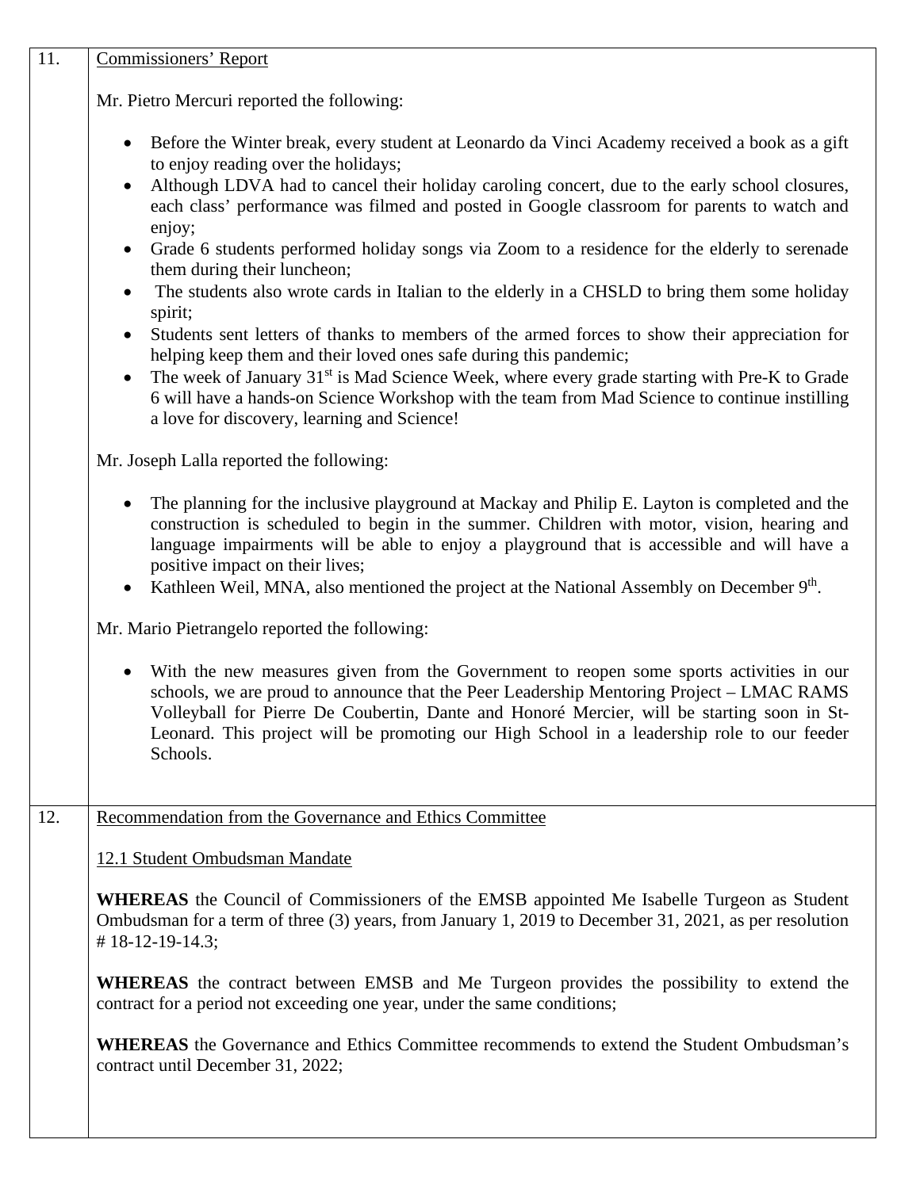11. Commissioners' Report

Mr. Pietro Mercuri reported the following:

- Before the Winter break, every student at Leonardo da Vinci Academy received a book as a gift to enjoy reading over the holidays;
- Although LDVA had to cancel their holiday caroling concert, due to the early school closures, each class' performance was filmed and posted in Google classroom for parents to watch and enjoy;
- Grade 6 students performed holiday songs via Zoom to a residence for the elderly to serenade them during their luncheon;
- The students also wrote cards in Italian to the elderly in a CHSLD to bring them some holiday spirit;
- Students sent letters of thanks to members of the armed forces to show their appreciation for helping keep them and their loved ones safe during this pandemic;
- The week of January 31st is Mad Science Week, where every grade starting with Pre-K to Grade 6 will have a hands-on Science Workshop with the team from Mad Science to continue instilling a love for discovery, learning and Science!

Mr. Joseph Lalla reported the following:

- The planning for the inclusive playground at Mackay and Philip E. Layton is completed and the construction is scheduled to begin in the summer. Children with motor, vision, hearing and language impairments will be able to enjoy a playground that is accessible and will have a positive impact on their lives;
- Kathleen Weil, MNA, also mentioned the project at the National Assembly on December 9th.

Mr. Mario Pietrangelo reported the following:

- With the new measures given from the Government to reopen some sports activities in our schools, we are proud to announce that the Peer Leadership Mentoring Project – LMAC RAMS Volleyball for Pierre De Coubertin, Dante and Honoré Mercier, will be starting soon in St-Leonard. This project will be promoting our High School in a leadership role to our feeder Schools.

12. Recommendation from the Governance and Ethics Committee

12.1 Student Ombudsman Mandate

**WHEREAS** the Council of Commissioners of the EMSB appointed Me Isabelle Turgeon as Student Ombudsman for a term of three (3) years, from January 1, 2019 to December 31, 2021, as per resolution # 18-12-19-14.3;

**WHEREAS** the contract between EMSB and Me Turgeon provides the possibility to extend the contract for a period not exceeding one year, under the same conditions;

**WHEREAS** the Governance and Ethics Committee recommends to extend the Student Ombudsman's contract until December 31, 2022;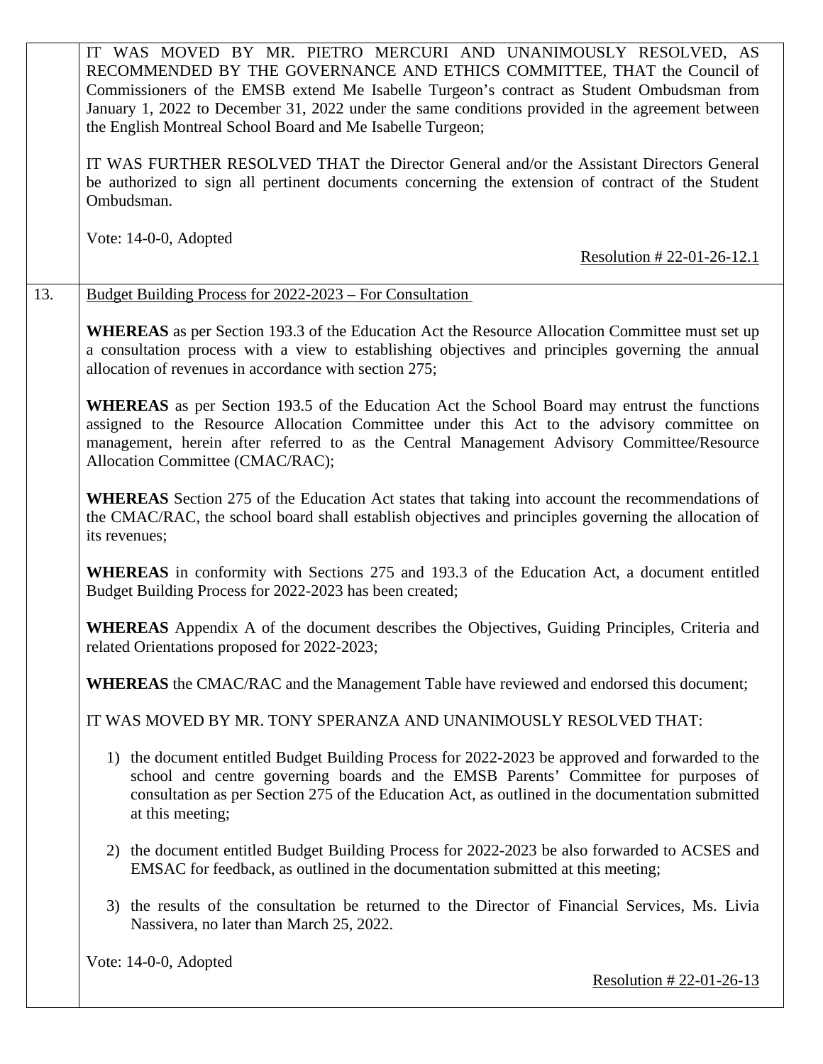IT WAS MOVED BY MR. PIETRO MERCURI AND UNANIMOUSLY RESOLVED, AS RECOMMENDED BY THE GOVERNANCE AND ETHICS COMMITTEE, THAT the Council of Commissioners of the EMSB extend Me Isabelle Turgeon's contract as Student Ombudsman from January 1, 2022 to December 31, 2022 under the same conditions provided in the agreement between the English Montreal School Board and Me Isabelle Turgeon;

IT WAS FURTHER RESOLVED THAT the Director General and/or the Assistant Directors General be authorized to sign all pertinent documents concerning the extension of contract of the Student Ombudsman.

Vote: 14-0-0, Adopted

Resolution # 22-01-26-12.1

13. Budget Building Process for 2022-2023 – For Consultation

**WHEREAS** as per Section 193.3 of the Education Act the Resource Allocation Committee must set up a consultation process with a view to establishing objectives and principles governing the annual allocation of revenues in accordance with section 275;

**WHEREAS** as per Section 193.5 of the Education Act the School Board may entrust the functions assigned to the Resource Allocation Committee under this Act to the advisory committee on management, herein after referred to as the Central Management Advisory Committee/Resource Allocation Committee (CMAC/RAC);

**WHEREAS** Section 275 of the Education Act states that taking into account the recommendations of the CMAC/RAC, the school board shall establish objectives and principles governing the allocation of its revenues;

**WHEREAS** in conformity with Sections 275 and 193.3 of the Education Act, a document entitled Budget Building Process for 2022-2023 has been created;

**WHEREAS** Appendix A of the document describes the Objectives, Guiding Principles, Criteria and related Orientations proposed for 2022-2023;

**WHEREAS** the CMAC/RAC and the Management Table have reviewed and endorsed this document;

IT WAS MOVED BY MR. TONY SPERANZA AND UNANIMOUSLY RESOLVED THAT:

1) the document entitled Budget Building Process for 2022-2023 be approved and forwarded to the school and centre governing boards and the EMSB Parents' Committee for purposes of consultation as per Section 275 of the Education Act, as outlined in the documentation submitted at this meeting;

2) the document entitled Budget Building Process for 2022-2023 be also forwarded to ACSES and EMSAC for feedback, as outlined in the documentation submitted at this meeting;

3) the results of the consultation be returned to the Director of Financial Services, Ms. Livia Nassivera, no later than March 25, 2022.

Vote: 14-0-0, Adopted

Resolution # 22-01-26-13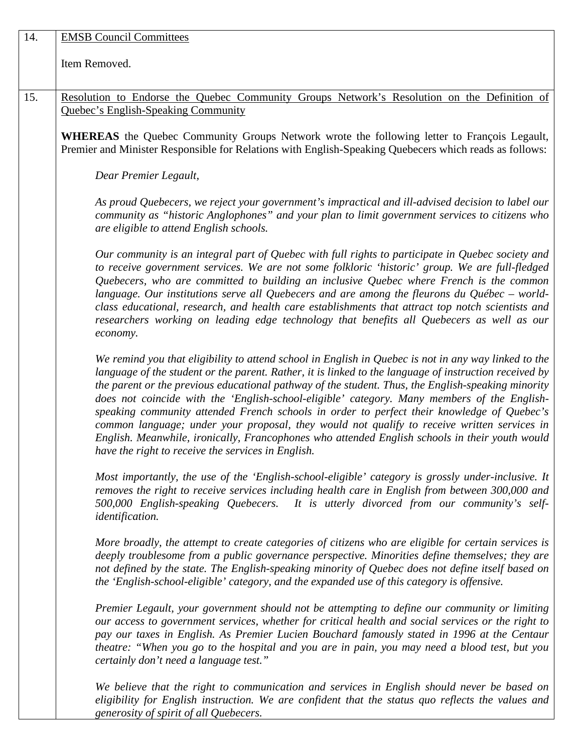| | |
|---|---|
| 14. | <u>EMSB Council Committees</u><br><br>Item Removed. |
| 15. | <u>Resolution to Endorse the Quebec Community Groups Network's Resolution on the Definition of Quebec's English-Speaking Community</u><br><br>**WHEREAS** the Quebec Community Groups Network wrote the following letter to François Legault, Premier and Minister Responsible for Relations with English-Speaking Quebecers which reads as follows:<br><br>*Dear Premier Legault,*<br><br>*As proud Quebecers, we reject your government's impractical and ill-advised decision to label our community as "historic Anglophones" and your plan to limit government services to citizens who are eligible to attend English schools.*<br><br>*Our community is an integral part of Quebec with full rights to participate in Quebec society and to receive government services. We are not some folkloric 'historic' group. We are full-fledged Quebecers, who are committed to building an inclusive Quebec where French is the common language. Our institutions serve all Quebecers and are among the fleurons du Québec – world-class educational, research, and health care establishments that attract top notch scientists and researchers working on leading edge technology that benefits all Quebecers as well as our economy.*<br><br>*We remind you that eligibility to attend school in English in Quebec is not in any way linked to the language of the student or the parent. Rather, it is linked to the language of instruction received by the parent or the previous educational pathway of the student. Thus, the English-speaking minority does not coincide with the 'English-school-eligible' category. Many members of the English-speaking community attended French schools in order to perfect their knowledge of Quebec's common language; under your proposal, they would not qualify to receive written services in English. Meanwhile, ironically, Francophones who attended English schools in their youth would have the right to receive the services in English.*<br><br>*Most importantly, the use of the 'English-school-eligible' category is grossly under-inclusive. It removes the right to receive services including health care in English from between 300,000 and 500,000 English-speaking Quebecers. It is utterly divorced from our community's self-identification.*<br><br>*More broadly, the attempt to create categories of citizens who are eligible for certain services is deeply troublesome from a public governance perspective. Minorities define themselves; they are not defined by the state. The English-speaking minority of Quebec does not define itself based on the 'English-school-eligible' category, and the expanded use of this category is offensive.*<br><br>*Premier Legault, your government should not be attempting to define our community or limiting our access to government services, whether for critical health and social services or the right to pay our taxes in English. As Premier Lucien Bouchard famously stated in 1996 at the Centaur theatre: "When you go to the hospital and you are in pain, you may need a blood test, but you certainly don't need a language test."*<br><br>*We believe that the right to communication and services in English should never be based on eligibility for English instruction. We are confident that the status quo reflects the values and generosity of spirit of all Quebecers.* |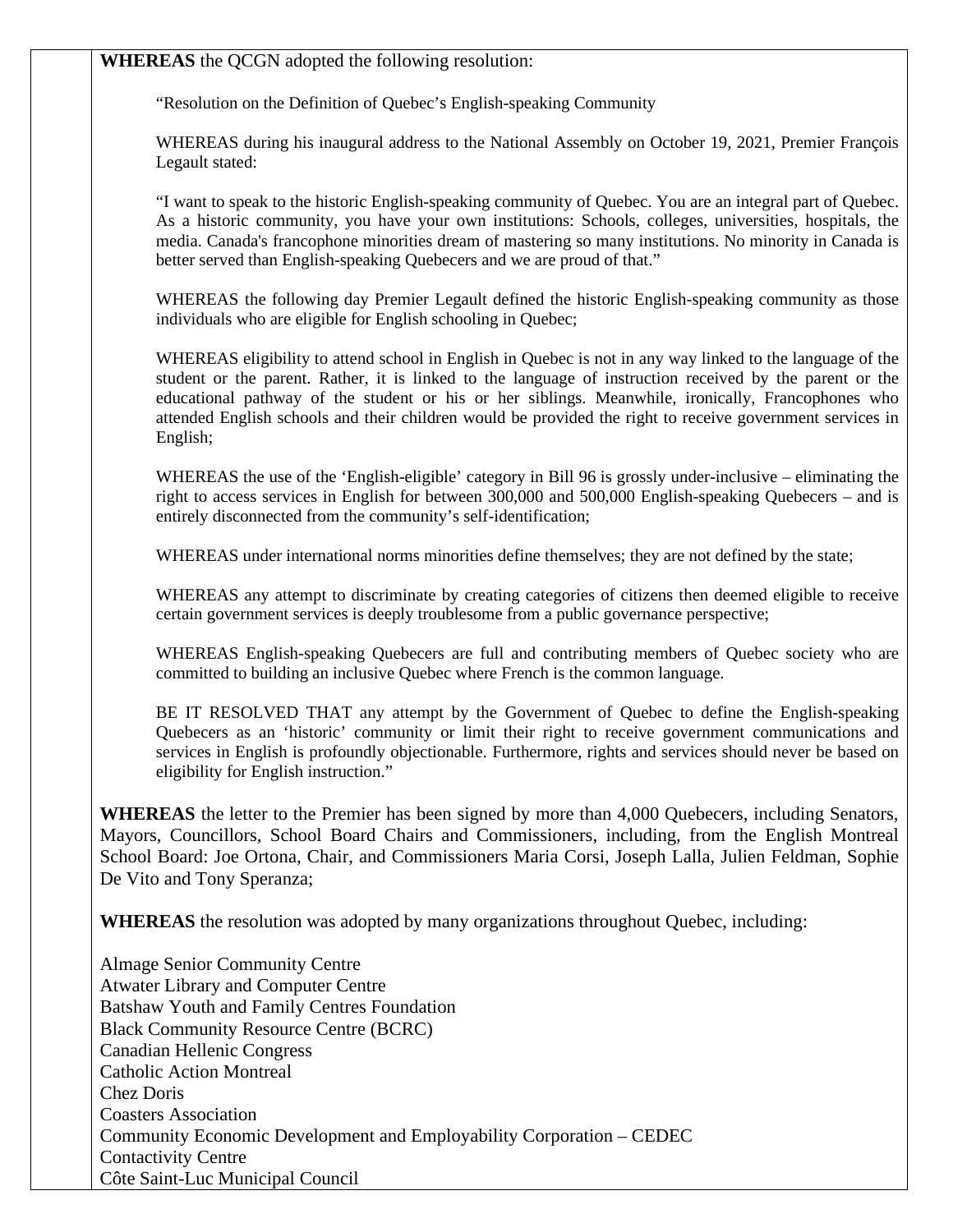**WHEREAS** the QCGN adopted the following resolution:

> "Resolution on the Definition of Quebec's English-speaking Community
>
> WHEREAS during his inaugural address to the National Assembly on October 19, 2021, Premier François Legault stated:
>
> "I want to speak to the historic English-speaking community of Quebec. You are an integral part of Quebec. As a historic community, you have your own institutions: Schools, colleges, universities, hospitals, the media. Canada's francophone minorities dream of mastering so many institutions. No minority in Canada is better served than English-speaking Quebecers and we are proud of that."
>
> WHEREAS the following day Premier Legault defined the historic English-speaking community as those individuals who are eligible for English schooling in Quebec;
>
> WHEREAS eligibility to attend school in English in Quebec is not in any way linked to the language of the student or the parent. Rather, it is linked to the language of instruction received by the parent or the educational pathway of the student or his or her siblings. Meanwhile, ironically, Francophones who attended English schools and their children would be provided the right to receive government services in English;
>
> WHEREAS the use of the 'English-eligible' category in Bill 96 is grossly under-inclusive – eliminating the right to access services in English for between 300,000 and 500,000 English-speaking Quebecers – and is entirely disconnected from the community's self-identification;
>
> WHEREAS under international norms minorities define themselves; they are not defined by the state;
>
> WHEREAS any attempt to discriminate by creating categories of citizens then deemed eligible to receive certain government services is deeply troublesome from a public governance perspective;
>
> WHEREAS English-speaking Quebecers are full and contributing members of Quebec society who are committed to building an inclusive Quebec where French is the common language.
>
> BE IT RESOLVED THAT any attempt by the Government of Quebec to define the English-speaking Quebecers as an 'historic' community or limit their right to receive government communications and services in English is profoundly objectionable. Furthermore, rights and services should never be based on eligibility for English instruction."

**WHEREAS** the letter to the Premier has been signed by more than 4,000 Quebecers, including Senators, Mayors, Councillors, School Board Chairs and Commissioners, including, from the English Montreal School Board: Joe Ortona, Chair, and Commissioners Maria Corsi, Joseph Lalla, Julien Feldman, Sophie De Vito and Tony Speranza;

**WHEREAS** the resolution was adopted by many organizations throughout Quebec, including:

Almage Senior Community Centre
Atwater Library and Computer Centre
Batshaw Youth and Family Centres Foundation
Black Community Resource Centre (BCRC)
Canadian Hellenic Congress
Catholic Action Montreal
Chez Doris
Coasters Association
Community Economic Development and Employability Corporation – CEDEC
Contactivity Centre
Côte Saint-Luc Municipal Council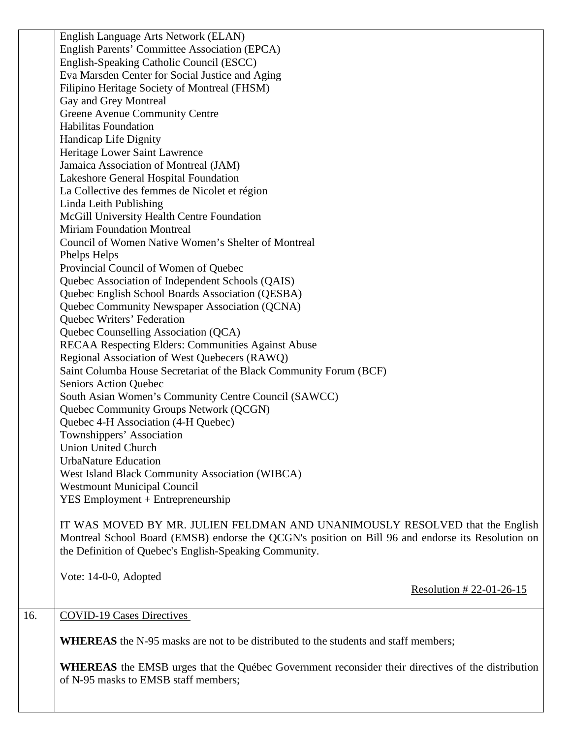English Language Arts Network (ELAN)
English Parents' Committee Association (EPCA)
English-Speaking Catholic Council (ESCC)
Eva Marsden Center for Social Justice and Aging
Filipino Heritage Society of Montreal (FHSM)
Gay and Grey Montreal
Greene Avenue Community Centre
Habilitas Foundation
Handicap Life Dignity
Heritage Lower Saint Lawrence
Jamaica Association of Montreal (JAM)
Lakeshore General Hospital Foundation
La Collective des femmes de Nicolet et région
Linda Leith Publishing
McGill University Health Centre Foundation
Miriam Foundation Montreal
Council of Women Native Women's Shelter of Montreal
Phelps Helps
Provincial Council of Women of Quebec
Quebec Association of Independent Schools (QAIS)
Quebec English School Boards Association (QESBA)
Quebec Community Newspaper Association (QCNA)
Quebec Writers' Federation
Quebec Counselling Association (QCA)
RECAA Respecting Elders: Communities Against Abuse
Regional Association of West Quebecers (RAWQ)
Saint Columba House Secretariat of the Black Community Forum (BCF)
Seniors Action Quebec
South Asian Women's Community Centre Council (SAWCC)
Quebec Community Groups Network (QCGN)
Quebec 4-H Association (4-H Quebec)
Townshippers' Association
Union United Church
UrbaNature Education
West Island Black Community Association (WIBCA)
Westmount Municipal Council
YES Employment + Entrepreneurship

IT WAS MOVED BY MR. JULIEN FELDMAN AND UNANIMOUSLY RESOLVED that the English Montreal School Board (EMSB) endorse the QCGN's position on Bill 96 and endorse its Resolution on the Definition of Quebec's English-Speaking Community.

Vote: 14-0-0, Adopted

Resolution # 22-01-26-15

16. COVID-19 Cases Directives

**WHEREAS** the N-95 masks are not to be distributed to the students and staff members;

**WHEREAS** the EMSB urges that the Québec Government reconsider their directives of the distribution of N-95 masks to EMSB staff members;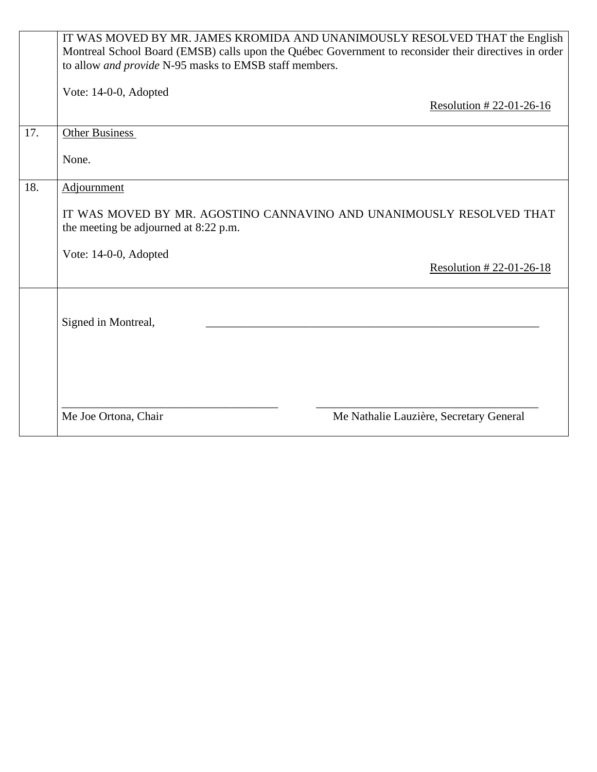| | |
|---|---|
| | IT WAS MOVED BY MR. JAMES KROMIDA AND UNANIMOUSLY RESOLVED THAT the English Montreal School Board (EMSB) calls upon the Québec Government to reconsider their directives in order to allow *and provide* N-95 masks to EMSB staff members.<br><br>Vote: 14-0-0, Adopted<br><br>Resolution # 22-01-26-16 |
| 17. | Other Business<br><br>None. |
| 18. | Adjournment<br><br>IT WAS MOVED BY MR. AGOSTINO CANNAVINO AND UNANIMOUSLY RESOLVED THAT the meeting be adjourned at 8:22 p.m.<br><br>Vote: 14-0-0, Adopted<br><br>Resolution # 22-01-26-18 |
| | Signed in Montreal, ______________________________<br><br>______________________________ ______________________________<br>Me Joe Ortona, Chair Me Nathalie Lauzière, Secretary General |